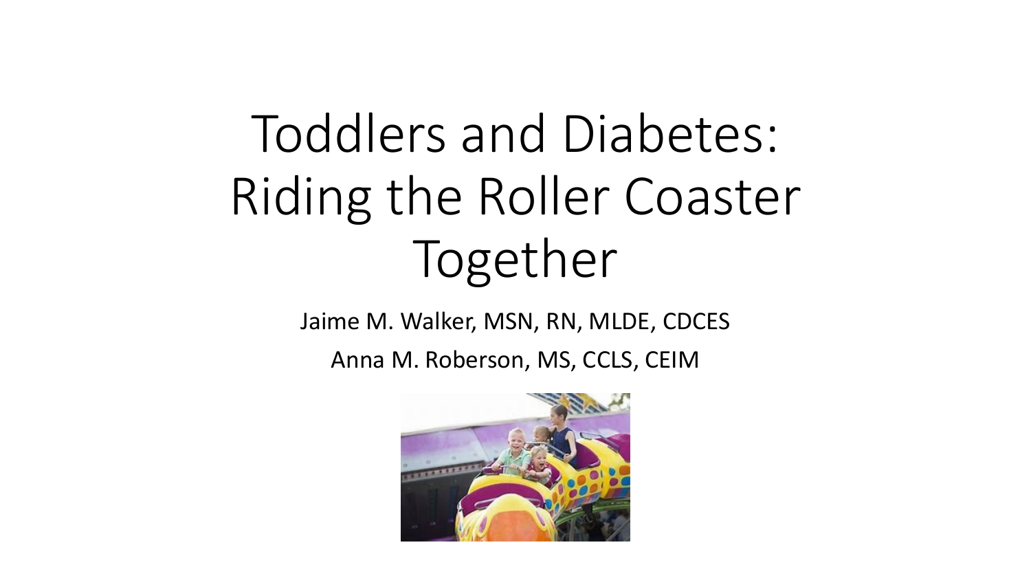# Toddlers and Diabetes: Riding the Roller Coaster Together

Jaime M. Walker, MSN, RN, MLDE, CDCES

Anna M. Roberson, MS, CCLS, CEIM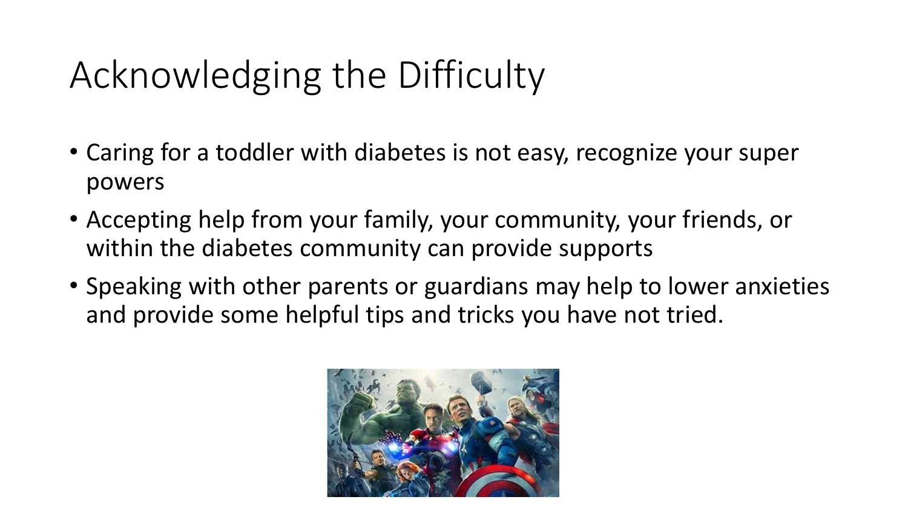# Acknowledging the Difficulty

- Caring for a toddler with diabetes is not easy, recognize your super powers
- Accepting help from your family, your community, your friends, or within the diabetes community can provide supports
- Speaking with other parents or guardians may help to lower anxieties and provide some helpful tips and tricks you have not tried.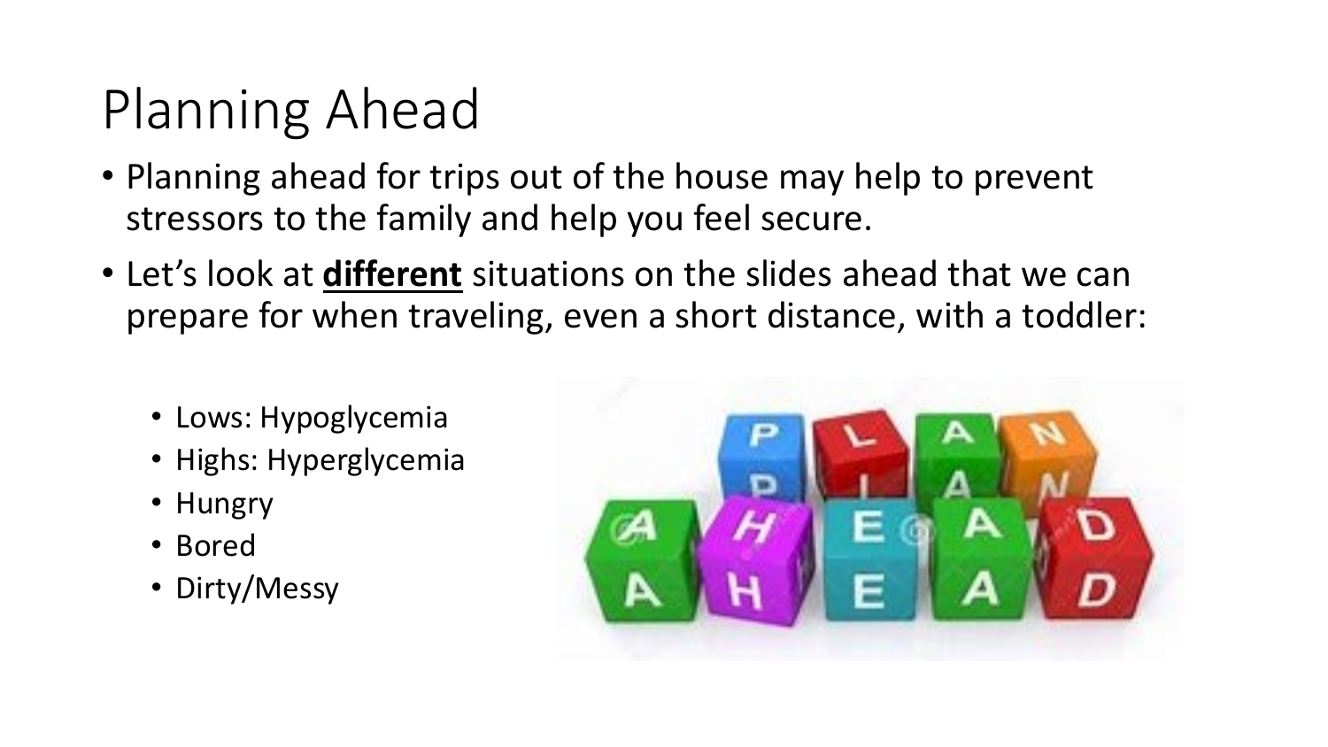# Planning Ahead

- Planning ahead for trips out of the house may help to prevent stressors to the family and help you feel secure.
- Let's look at **<u>different</u>** situations on the slides ahead that we can prepare for when traveling, even a short distance, with a toddler:
  - Lows: Hypoglycemia
  - Highs: Hyperglycemia
  - Hungry
  - Bored
  - Dirty/Messy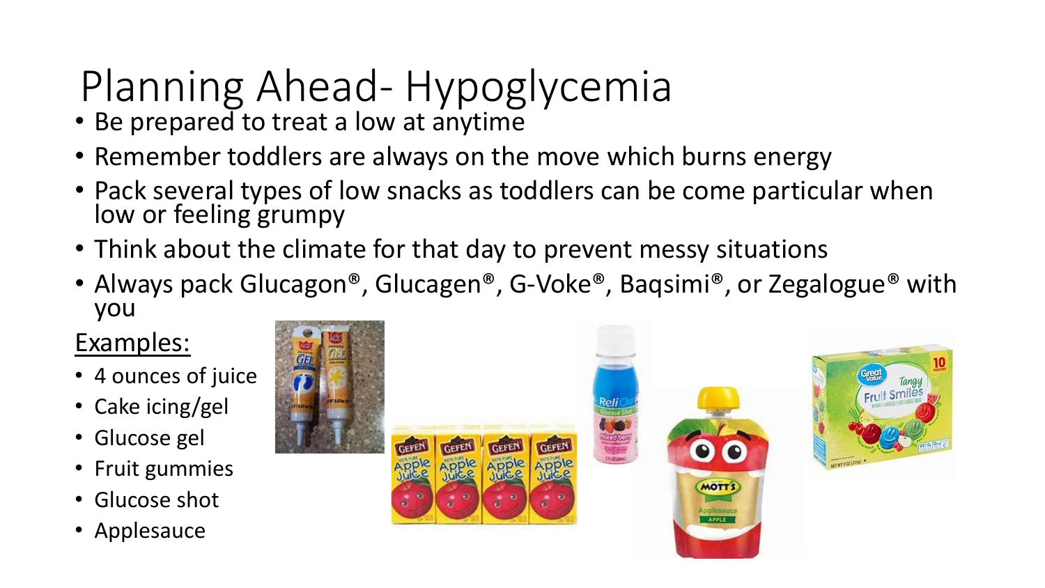# Planning Ahead- Hypoglycemia

- Be prepared to treat a low at anytime
- Remember toddlers are always on the move which burns energy
- Pack several types of low snacks as toddlers can be come particular when low or feeling grumpy
- Think about the climate for that day to prevent messy situations
- Always pack Glucagon®, Glucagen®, G-Voke®, Baqsimi®, or Zegalogue® with you

<u>Examples:</u>

- 4 ounces of juice
- Cake icing/gel
- Glucose gel
- Fruit gummies
- Glucose shot
- Applesauce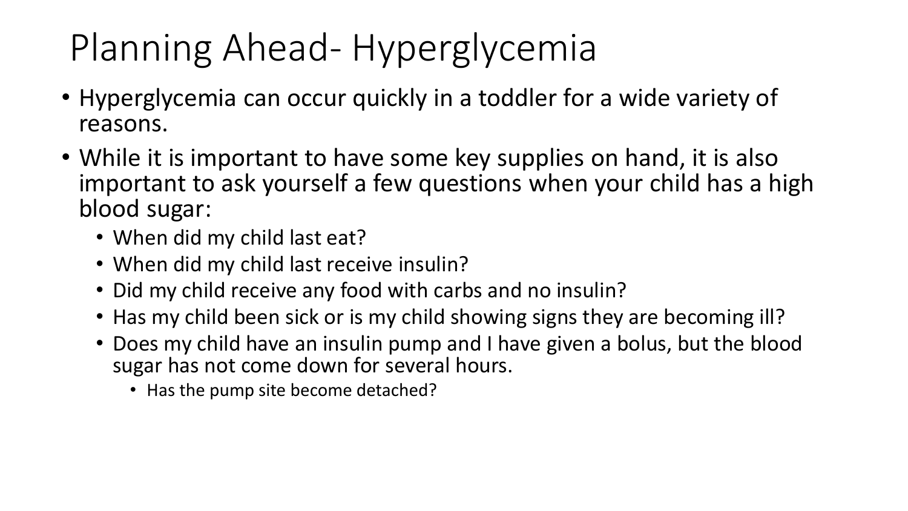# Planning Ahead- Hyperglycemia

- Hyperglycemia can occur quickly in a toddler for a wide variety of reasons.
- While it is important to have some key supplies on hand, it is also important to ask yourself a few questions when your child has a high blood sugar:
  - When did my child last eat?
  - When did my child last receive insulin?
  - Did my child receive any food with carbs and no insulin?
  - Has my child been sick or is my child showing signs they are becoming ill?
  - Does my child have an insulin pump and I have given a bolus, but the blood sugar has not come down for several hours.
    - Has the pump site become detached?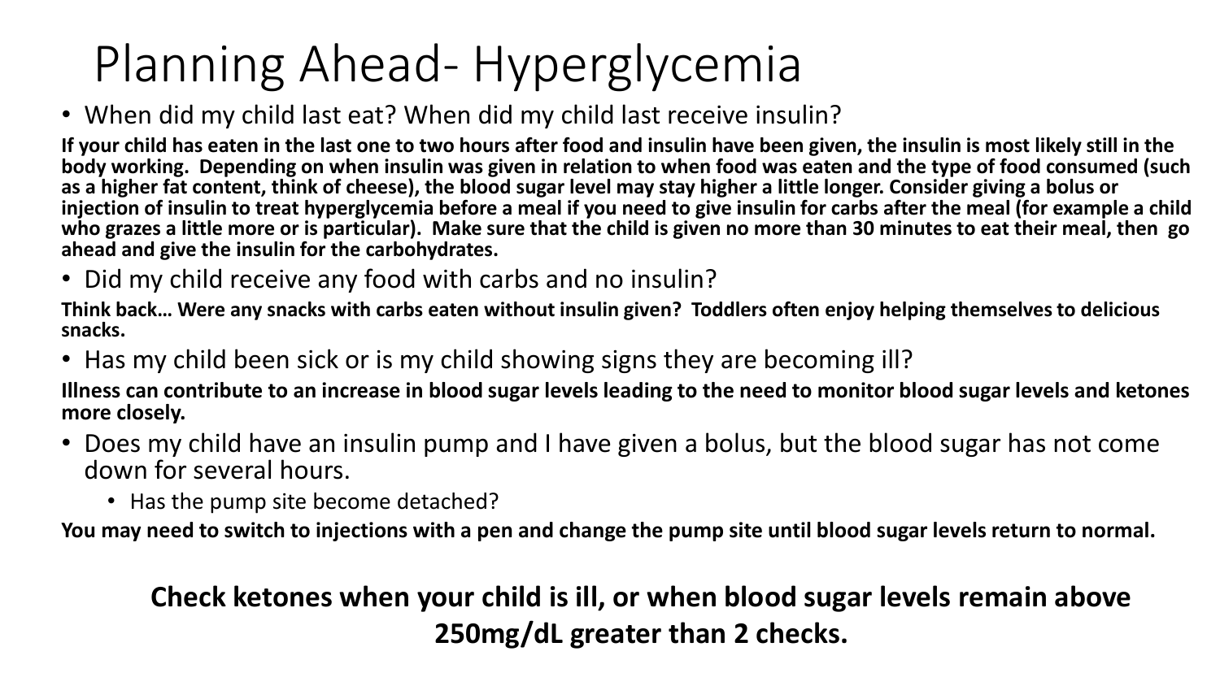# Planning Ahead- Hyperglycemia

- When did my child last eat? When did my child last receive insulin?

**If your child has eaten in the last one to two hours after food and insulin have been given, the insulin is most likely still in the body working. Depending on when insulin was given in relation to when food was eaten and the type of food consumed (such as a higher fat content, think of cheese), the blood sugar level may stay higher a little longer. Consider giving a bolus or injection of insulin to treat hyperglycemia before a meal if you need to give insulin for carbs after the meal (for example a child who grazes a little more or is particular). Make sure that the child is given no more than 30 minutes to eat their meal, then go ahead and give the insulin for the carbohydrates.**

- Did my child receive any food with carbs and no insulin?

**Think back… Were any snacks with carbs eaten without insulin given? Toddlers often enjoy helping themselves to delicious snacks.**

- Has my child been sick or is my child showing signs they are becoming ill?

**Illness can contribute to an increase in blood sugar levels leading to the need to monitor blood sugar levels and ketones more closely.**

- Does my child have an insulin pump and I have given a bolus, but the blood sugar has not come down for several hours.
  - Has the pump site become detached?

**You may need to switch to injections with a pen and change the pump site until blood sugar levels return to normal.**

**Check ketones when your child is ill, or when blood sugar levels remain above 250mg/dL greater than 2 checks.**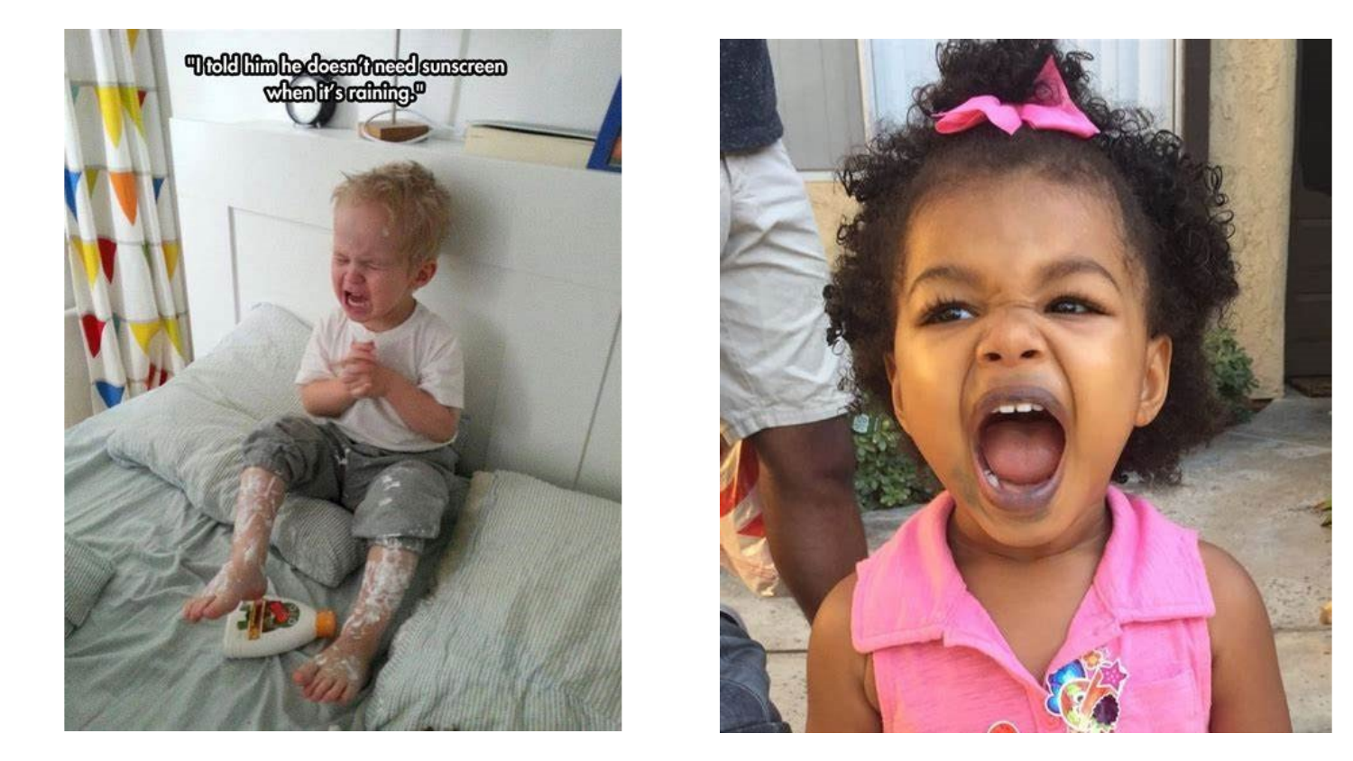"I told him he doesn't need sunscreen when it's raining."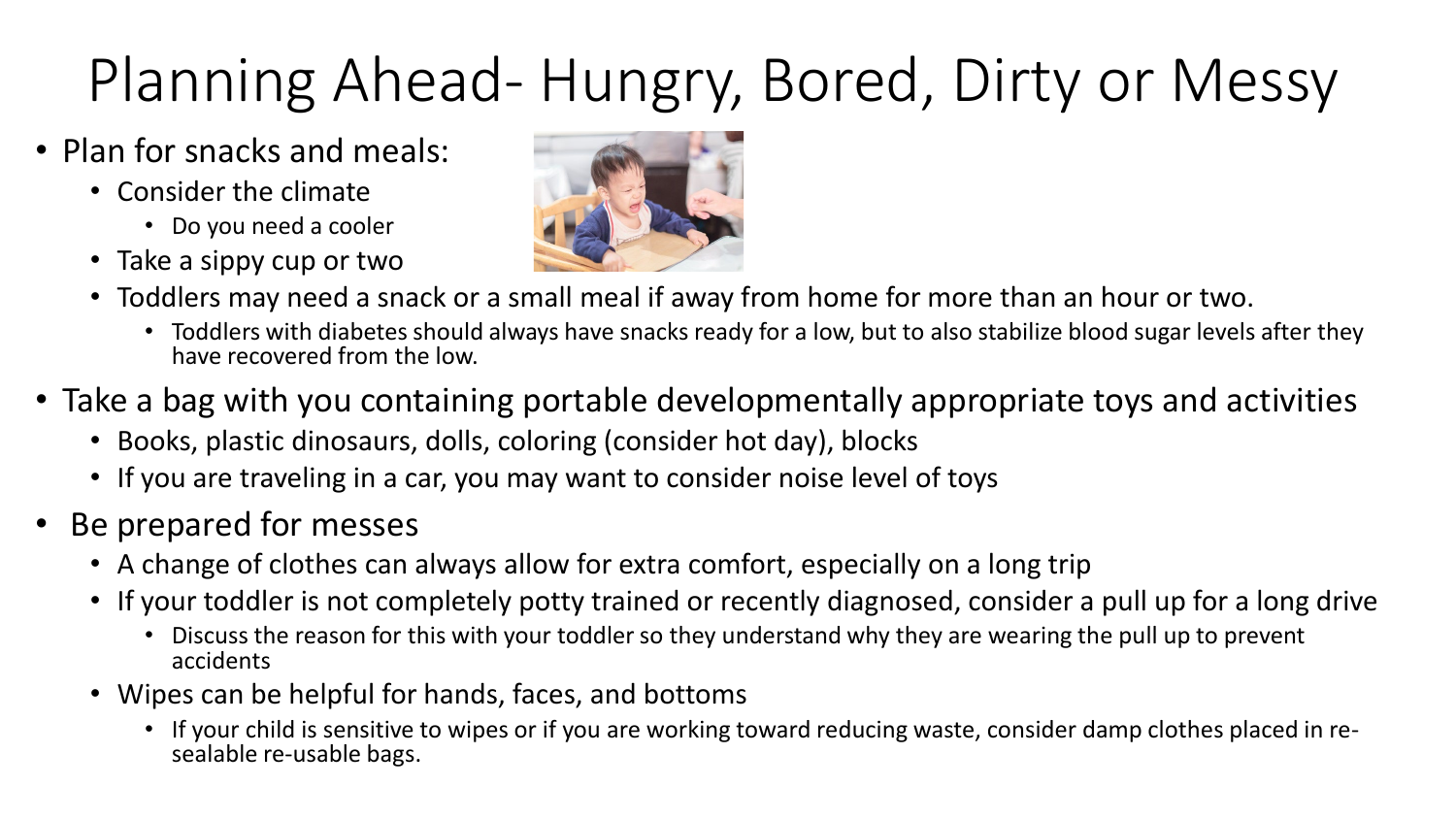# Planning Ahead- Hungry, Bored, Dirty or Messy

- Plan for snacks and meals:
  - Consider the climate
    - Do you need a cooler
  - Take a sippy cup or two
  - Toddlers may need a snack or a small meal if away from home for more than an hour or two.
    - Toddlers with diabetes should always have snacks ready for a low, but to also stabilize blood sugar levels after they have recovered from the low.
- Take a bag with you containing portable developmentally appropriate toys and activities
  - Books, plastic dinosaurs, dolls, coloring (consider hot day), blocks
  - If you are traveling in a car, you may want to consider noise level of toys
- Be prepared for messes
  - A change of clothes can always allow for extra comfort, especially on a long trip
  - If your toddler is not completely potty trained or recently diagnosed, consider a pull up for a long drive
    - Discuss the reason for this with your toddler so they understand why they are wearing the pull up to prevent accidents
  - Wipes can be helpful for hands, faces, and bottoms
    - If your child is sensitive to wipes or if you are working toward reducing waste, consider damp clothes placed in re-sealable re-usable bags.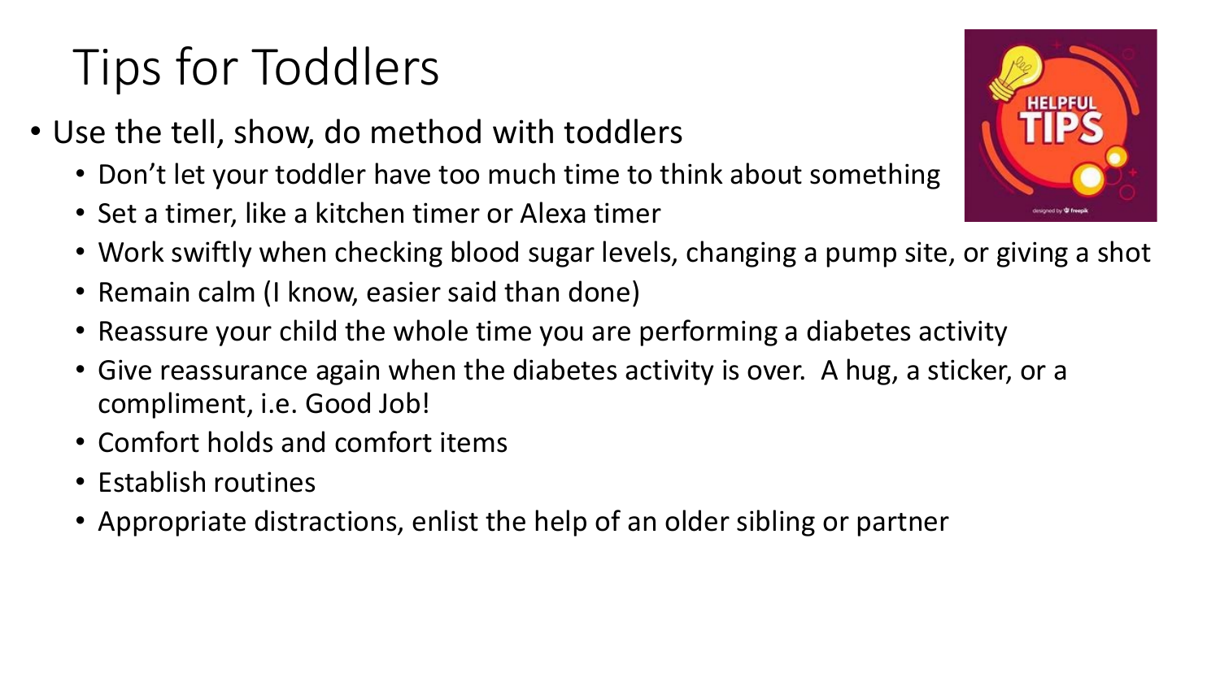# Tips for Toddlers

- Use the tell, show, do method with toddlers
  - Don't let your toddler have too much time to think about something
  - Set a timer, like a kitchen timer or Alexa timer
  - Work swiftly when checking blood sugar levels, changing a pump site, or giving a shot
  - Remain calm (I know, easier said than done)
  - Reassure your child the whole time you are performing a diabetes activity
  - Give reassurance again when the diabetes activity is over. A hug, a sticker, or a compliment, i.e. Good Job!
  - Comfort holds and comfort items
  - Establish routines
  - Appropriate distractions, enlist the help of an older sibling or partner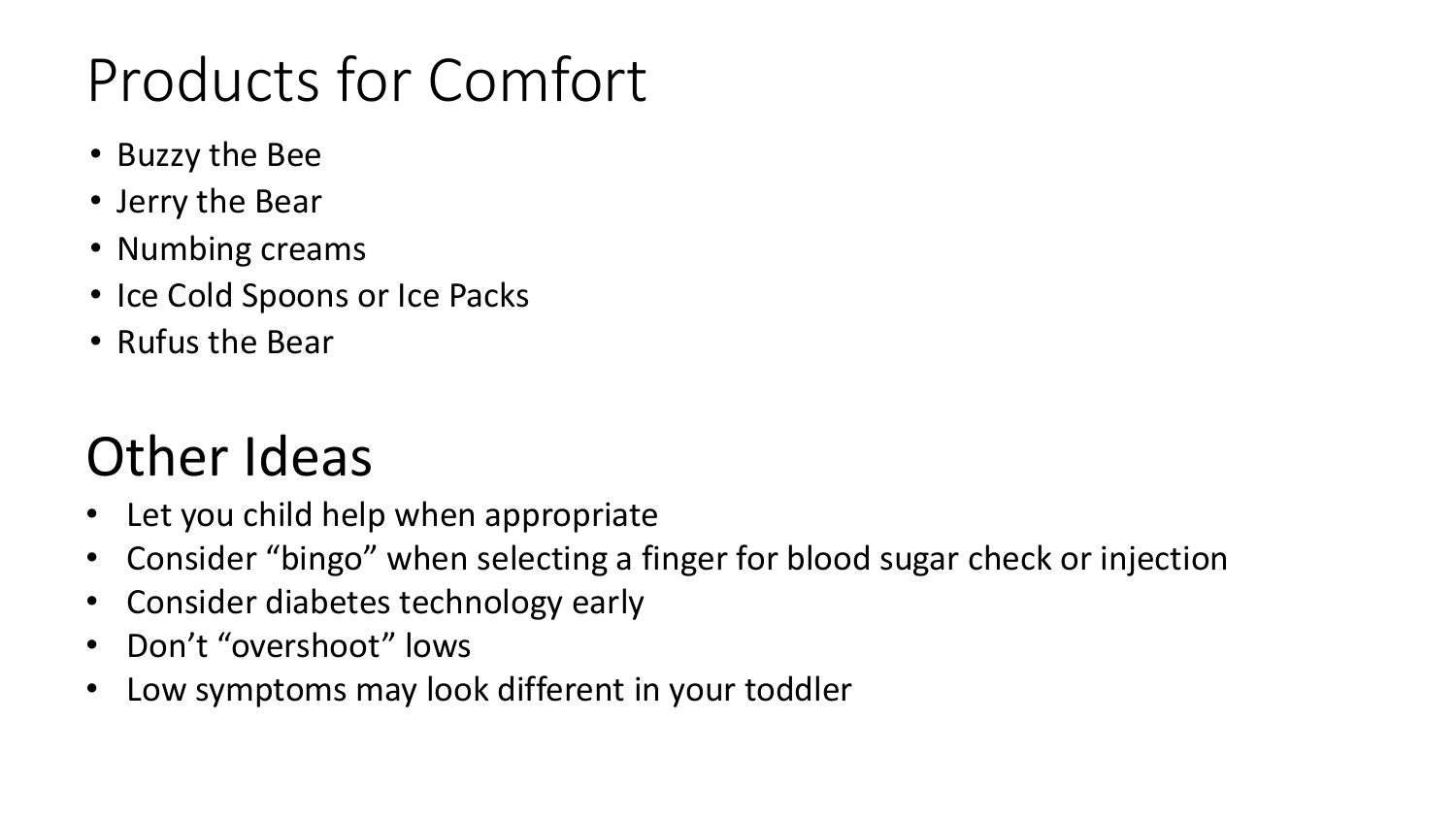# Products for Comfort

- Buzzy the Bee
- Jerry the Bear
- Numbing creams
- Ice Cold Spoons or Ice Packs
- Rufus the Bear

# Other Ideas

- Let you child help when appropriate
- Consider "bingo" when selecting a finger for blood sugar check or injection
- Consider diabetes technology early
- Don't "overshoot" lows
- Low symptoms may look different in your toddler